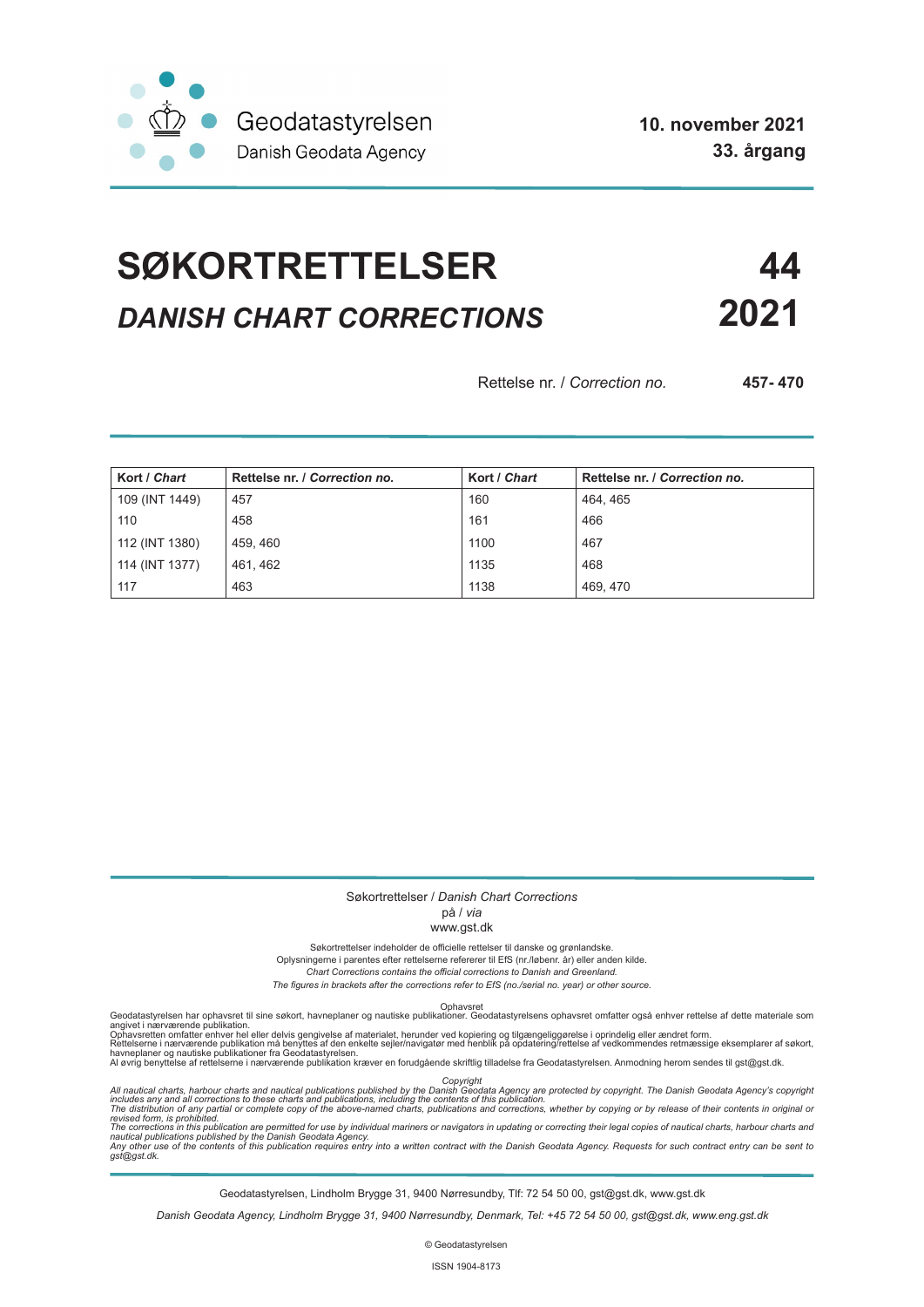Geodatastyrelsen
Danish Geodata Agency

**10. november 2021**
**33. årgang**

# SØKORTRETTELSER 44

## *DANISH CHART CORRECTIONS* 2021

Rettelse nr. / *Correction no.* **457- 470**

| Kort / *Chart* | Rettelse nr. / *Correction no.* | Kort / *Chart* | Rettelse nr. / *Correction no.* |
|---|---|---|---|
| 109 (INT 1449) | 457 | 160 | 464, 465 |
| 110 | 458 | 161 | 466 |
| 112 (INT 1380) | 459, 460 | 1100 | 467 |
| 114 (INT 1377) | 461, 462 | 1135 | 468 |
| 117 | 463 | 1138 | 469, 470 |

Søkortrettelser / *Danish Chart Corrections*
på / *via*
www.gst.dk

Søkortrettelser indeholder de officielle rettelser til danske og grønlandske.
Oplysningerne i parentes efter rettelserne refererer til EfS (nr./løbenr. år) eller anden kilde.
*Chart Corrections contains the official corrections to Danish and Greenland.*
*The figures in brackets after the corrections refer to EfS (no./serial no. year) or other source.*

Ophavsret
Geodatastyrelsen har ophavsret til sine søkort, havneplaner og nautiske publikationer. Geodatastyrelsens ophavsret omfatter også enhver rettelse af dette materiale som angivet i nærværende publikation.
Ophavsretten omfatter enhver hel eller delvis gengivelse af materialet, herunder ved kopiering og tilgængeliggørelse i oprindelig eller ændret form.
Rettelserne i nærværende publikation må benyttes af den enkelte sejler/navigatør med henblik på opdatering/rettelse af vedkommendes retmæssige eksemplarer af søkort, havneplaner og nautiske publikationer fra Geodatastyrelsen.
Al øvrig benyttelse af rettelserne i nærværende publikation kræver en forudgående skriftlig tilladelse fra Geodatastyrelsen. Anmodning herom sendes til gst@gst.dk.

*Copyright*
*All nautical charts, harbour charts and nautical publications published by the Danish Geodata Agency are protected by copyright. The Danish Geodata Agency's copyright includes any and all corrections to these charts and publications, including the contents of this publication.*
*The distribution of any partial or complete copy of the above-named charts, publications and corrections, whether by copying or by release of their contents in original or revised form, is prohibited.*
*The corrections in this publication are permitted for use by individual mariners or navigators in updating or correcting their legal copies of nautical charts, harbour charts and nautical publications published by the Danish Geodata Agency.*
*Any other use of the contents of this publication requires entry into a written contract with the Danish Geodata Agency. Requests for such contract entry can be sent to gst@gst.dk.*

Geodatastyrelsen, Lindholm Brygge 31, 9400 Nørresundby, Tlf: 72 54 50 00, gst@gst.dk, www.gst.dk

*Danish Geodata Agency, Lindholm Brygge 31, 9400 Nørresundby, Denmark, Tel: +45 72 54 50 00, gst@gst.dk, www.eng.gst.dk*

© Geodatastyrelsen

ISSN 1904-8173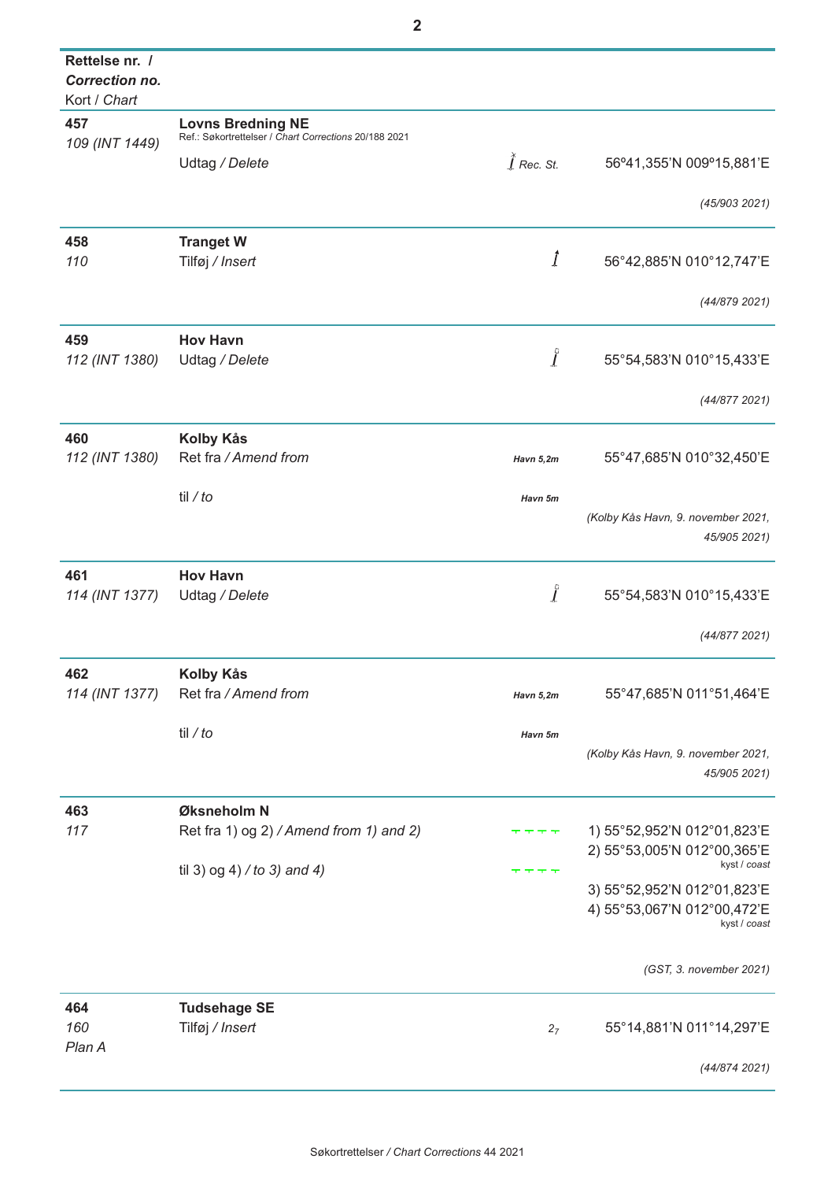| Rettelse nr. / *Correction no.* Kort / *Chart* | | | |
|---|---|---|---|
| **457** *109 (INT 1449)* | **Lovns Bredning NE** Ref.: Søkortrettelser / *Chart Corrections* 20/188 2021 | | |
| | Udtag / *Delete* | *Rec. St.* | 56º41,355'N 009º15,881'E |
| | | | *(45/903 2021)* |
| **458** *110* | **Tranget W** | | |
| | Tilføj / *Insert* | | 56°42,885'N 010°12,747'E |
| | | | *(44/879 2021)* |
| **459** *112 (INT 1380)* | **Hov Havn** | | |
| | Udtag / *Delete* | | 55°54,583'N 010°15,433'E |
| | | | *(44/877 2021)* |
| **460** *112 (INT 1380)* | **Kolby Kås** | | |
| | Ret fra / *Amend from* | ***Havn 5,2m*** | 55°47,685'N 010°32,450'E |
| | til / *to* | ***Havn 5m*** | |
| | | | *(Kolby Kås Havn, 9. november 2021, 45/905 2021)* |
| **461** *114 (INT 1377)* | **Hov Havn** | | |
| | Udtag / *Delete* | | 55°54,583'N 010°15,433'E |
| | | | *(44/877 2021)* |
| **462** *114 (INT 1377)* | **Kolby Kås** | | |
| | Ret fra / *Amend from* | ***Havn 5,2m*** | 55°47,685'N 011°51,464'E |
| | til / *to* | ***Havn 5m*** | |
| | | | *(Kolby Kås Havn, 9. november 2021, 45/905 2021)* |
| **463** *117* | **Øksneholm N** | | |
| | Ret fra 1) og 2) / *Amend from 1) and 2)* | | 1) 55°52,952'N 012°01,823'E<br>2) 55°53,005'N 012°00,365'E<br>kyst / *coast* |
| | til 3) og 4) / *to 3) and 4)* | | 3) 55°52,952'N 012°01,823'E<br>4) 55°53,067'N 012°00,472'E<br>kyst / *coast* |
| | | | *(GST, 3. november 2021)* |
| **464** *160* *Plan A* | **Tudsehage SE** | | |
| | Tilføj / *Insert* | $2_7$ | 55°14,881'N 011°14,297'E |
| | | | *(44/874 2021)* |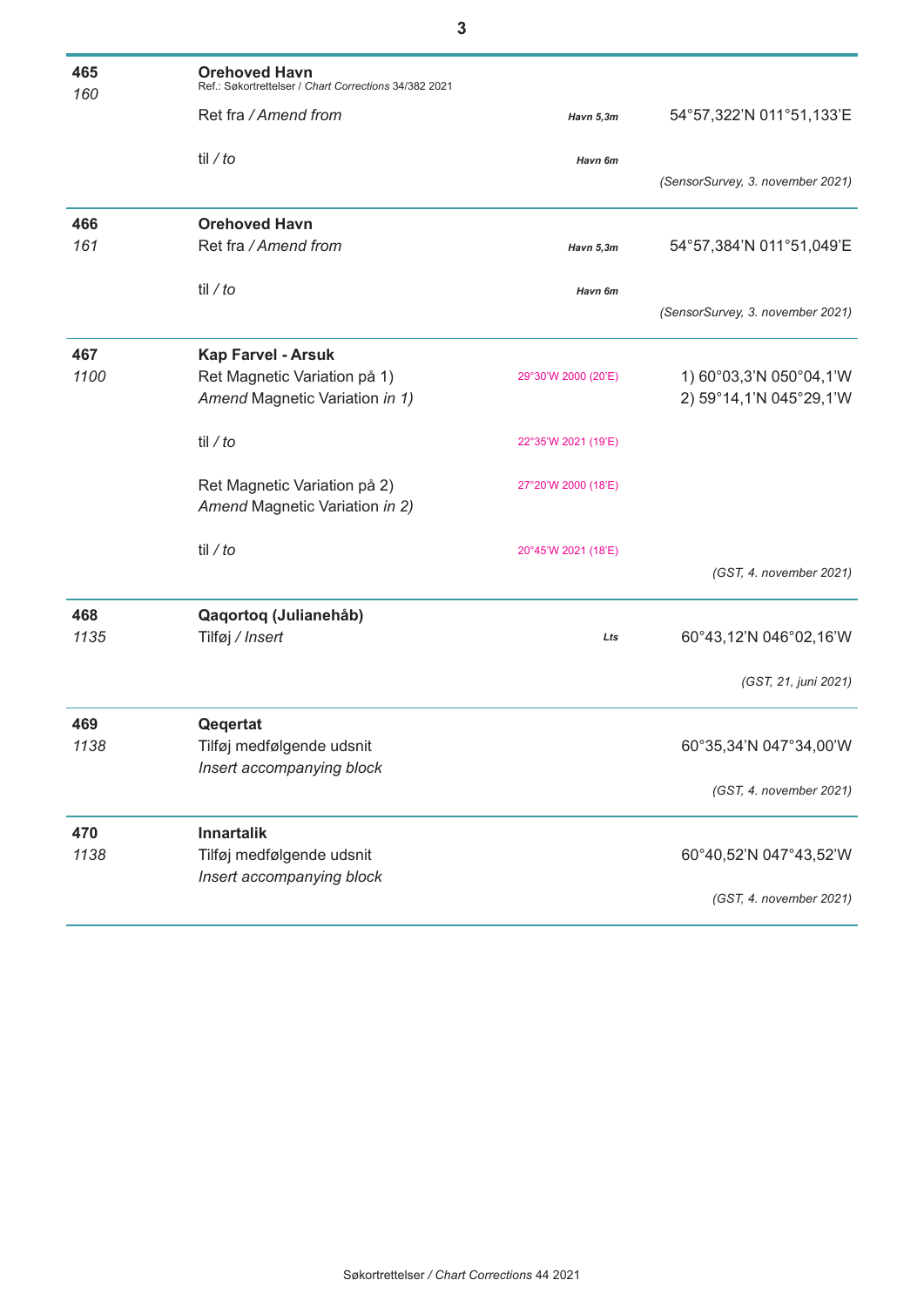| | | | |
|---|---|---|---|
| **465** *160* | **Orehoved Havn** Ref.: Søkortrettelser / *Chart Corrections* 34/382 2021 | | |
| | Ret fra / *Amend from* | ***Havn 5,3m*** | 54°57,322'N 011°51,133'E |
| | til / *to* | ***Havn 6m*** | |
| | | | *(SensorSurvey, 3. november 2021)* |
| **466** *161* | **Orehoved Havn** | | |
| | Ret fra / *Amend from* | ***Havn 5,3m*** | 54°57,384'N 011°51,049'E |
| | til / *to* | ***Havn 6m*** | |
| | | | *(SensorSurvey, 3. november 2021)* |
| **467** *1100* | **Kap Farvel - Arsuk** | | |
| | Ret Magnetic Variation på 1) *Amend* Magnetic Variation *in 1)* | 29°30'W 2000 (20'E) | 1) 60°03,3'N 050°04,1'W 2) 59°14,1'N 045°29,1'W |
| | til / *to* | 22°35'W 2021 (19'E) | |
| | Ret Magnetic Variation på 2) *Amend* Magnetic Variation *in 2)* | 27°20'W 2000 (18'E) | |
| | til / *to* | 20°45'W 2021 (18'E) | |
| | | | *(GST, 4. november 2021)* |
| **468** *1135* | **Qaqortoq (Julianehåb)** | | |
| | Tilføj / *Insert* | ***Lts*** | 60°43,12'N 046°02,16'W |
| | | | *(GST, 21, juni 2021)* |
| **469** *1138* | **Qeqertat** | | |
| | Tilføj medfølgende udsnit *Insert accompanying block* | | 60°35,34'N 047°34,00'W |
| | | | *(GST, 4. november 2021)* |
| **470** *1138* | **Innartalik** | | |
| | Tilføj medfølgende udsnit *Insert accompanying block* | | 60°40,52'N 047°43,52'W |
| | | | *(GST, 4. november 2021)* |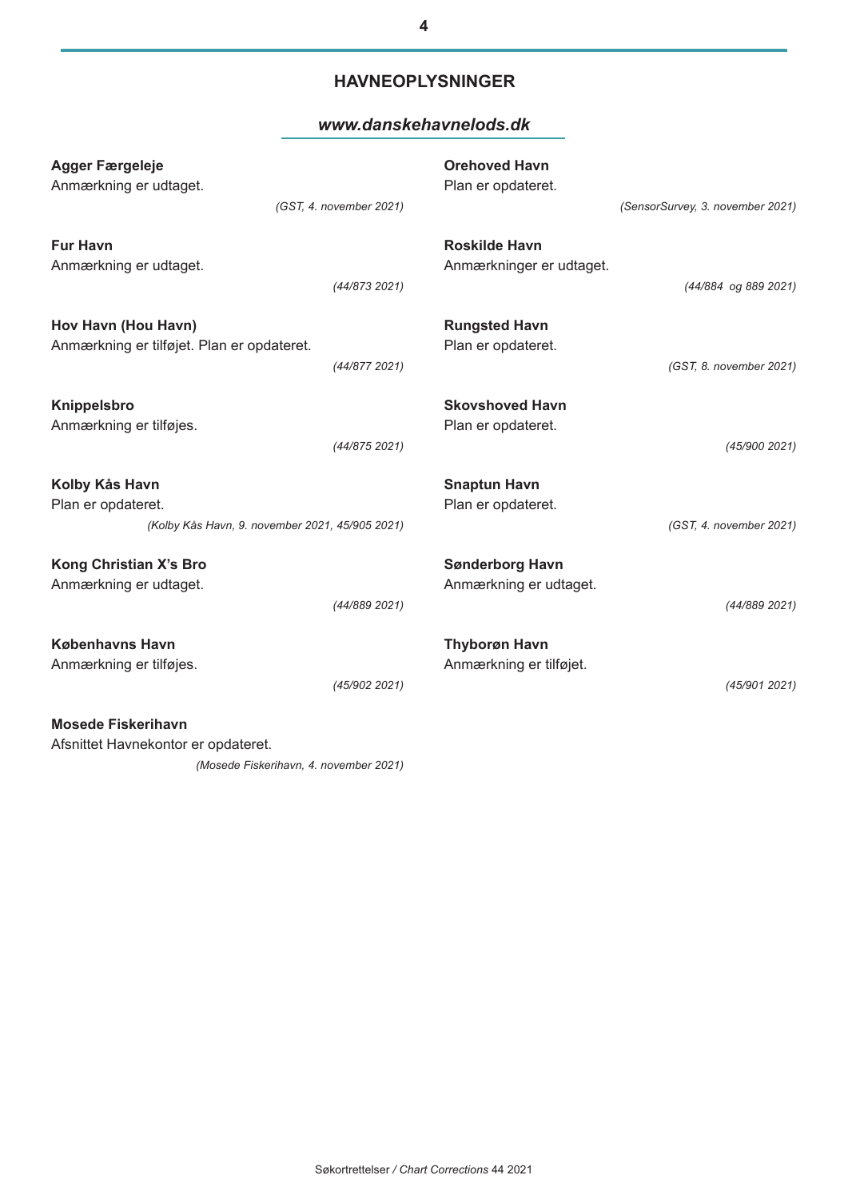## HAVNEOPLYSNINGER

***www.danskehavnelods.dk***

**Agger Færgeleje**
Anmærkning er udtaget.
*(GST, 4. november 2021)*

**Fur Havn**
Anmærkning er udtaget.
*(44/873 2021)*

**Hov Havn (Hou Havn)**
Anmærkning er tilføjet. Plan er opdateret.
*(44/877 2021)*

**Knippelsbro**
Anmærkning er tilføjes.
*(44/875 2021)*

**Kolby Kås Havn**
Plan er opdateret.
*(Kolby Kås Havn, 9. november 2021, 45/905 2021)*

**Kong Christian X's Bro**
Anmærkning er udtaget.
*(44/889 2021)*

**Københavns Havn**
Anmærkning er tilføjes.
*(45/902 2021)*

**Mosede Fiskerihavn**
Afsnittet Havnekontor er opdateret.
*(Mosede Fiskerihavn, 4. november 2021)*

**Orehoved Havn**
Plan er opdateret.
*(SensorSurvey, 3. november 2021)*

**Roskilde Havn**
Anmærkninger er udtaget.
*(44/884 og 889 2021)*

**Rungsted Havn**
Plan er opdateret.
*(GST, 8. november 2021)*

**Skovshoved Havn**
Plan er opdateret.
*(45/900 2021)*

**Snaptun Havn**
Plan er opdateret.
*(GST, 4. november 2021)*

**Sønderborg Havn**
Anmærkning er udtaget.
*(44/889 2021)*

**Thyborøn Havn**
Anmærkning er tilføjet.
*(45/901 2021)*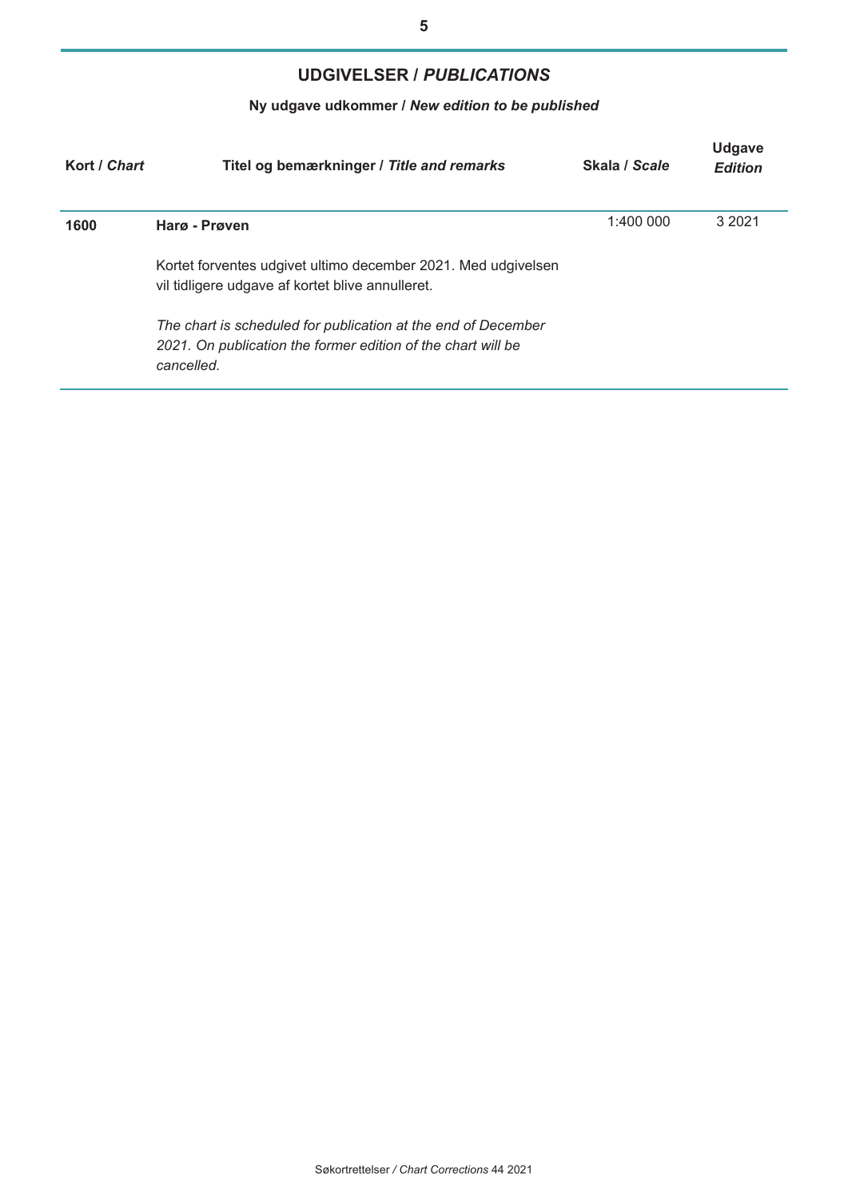## UDGIVELSER / *PUBLICATIONS*

### Ny udgave udkommer / *New edition to be published*

| Kort / *Chart* | Titel og bemærkninger / *Title and remarks* | Skala / *Scale* | Udgave *Edition* |
|---|---|---|---|
| **1600** | **Harø - Prøven**<br><br>Kortet forventes udgivet ultimo december 2021. Med udgivelsen vil tidligere udgave af kortet blive annulleret.<br><br>*The chart is scheduled for publication at the end of December 2021. On publication the former edition of the chart will be cancelled.* | 1:400 000 | 3 2021 |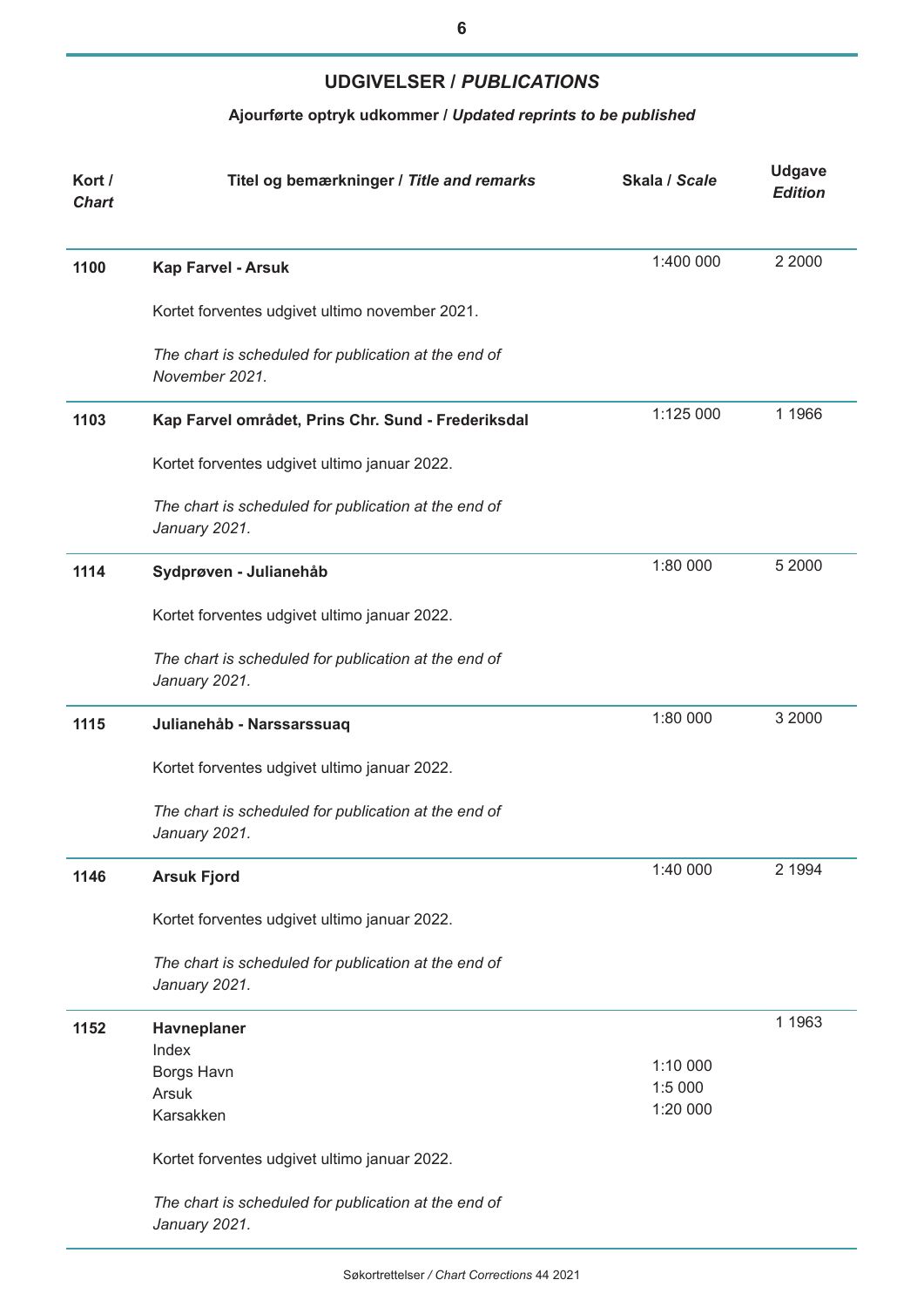## UDGIVELSER / *PUBLICATIONS*

### Ajourførte optryk udkommer / *Updated reprints to be published*

| Kort / *Chart* | Titel og bemærkninger / *Title and remarks* | Skala / *Scale* | Udgave *Edition* |
|---|---|---|---|
| **1100** | **Kap Farvel - Arsuk**<br><br>Kortet forventes udgivet ultimo november 2021.<br><br>*The chart is scheduled for publication at the end of November 2021.* | 1:400 000 | 2 2000 |
| **1103** | **Kap Farvel området, Prins Chr. Sund - Frederiksdal**<br><br>Kortet forventes udgivet ultimo januar 2022.<br><br>*The chart is scheduled for publication at the end of January 2021.* | 1:125 000 | 1 1966 |
| **1114** | **Sydprøven - Julianehåb**<br><br>Kortet forventes udgivet ultimo januar 2022.<br><br>*The chart is scheduled for publication at the end of January 2021.* | 1:80 000 | 5 2000 |
| **1115** | **Julianehåb - Narssarssuaq**<br><br>Kortet forventes udgivet ultimo januar 2022.<br><br>*The chart is scheduled for publication at the end of January 2021.* | 1:80 000 | 3 2000 |
| **1146** | **Arsuk Fjord**<br><br>Kortet forventes udgivet ultimo januar 2022.<br><br>*The chart is scheduled for publication at the end of January 2021.* | 1:40 000 | 2 1994 |
| **1152** | **Havneplaner**<br>Index<br>Borgs Havn<br>Arsuk<br>Karsakken<br><br>Kortet forventes udgivet ultimo januar 2022.<br><br>*The chart is scheduled for publication at the end of January 2021.* | <br><br>1:10 000<br>1:5 000<br>1:20 000 | 1 1963 |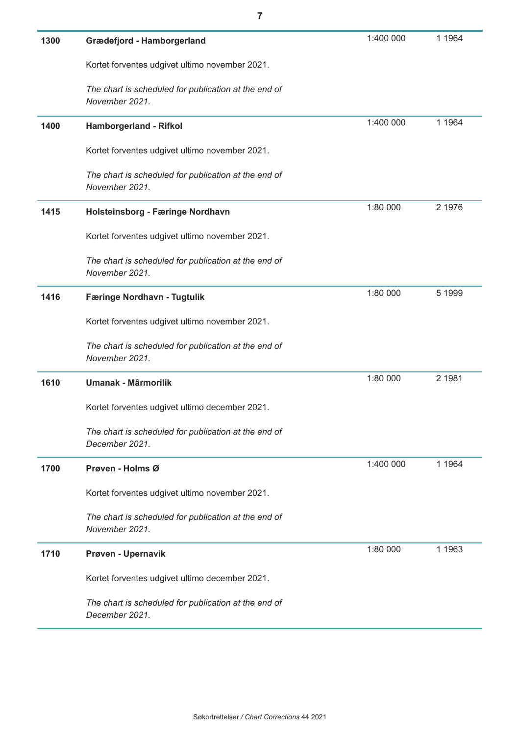| | | | |
|---|---|---|---|
| **1300** | **Grædefjord - Hamborgerland**<br><br>Kortet forventes udgivet ultimo november 2021.<br><br>*The chart is scheduled for publication at the end of November 2021.* | 1:400 000 | 1 1964 |
| **1400** | **Hamborgerland - Rifkol**<br><br>Kortet forventes udgivet ultimo november 2021.<br><br>*The chart is scheduled for publication at the end of November 2021.* | 1:400 000 | 1 1964 |
| **1415** | **Holsteinsborg - Færinge Nordhavn**<br><br>Kortet forventes udgivet ultimo november 2021.<br><br>*The chart is scheduled for publication at the end of November 2021.* | 1:80 000 | 2 1976 |
| **1416** | **Færinge Nordhavn - Tugtulik**<br><br>Kortet forventes udgivet ultimo november 2021.<br><br>*The chart is scheduled for publication at the end of November 2021.* | 1:80 000 | 5 1999 |
| **1610** | **Umanak - Mârmorilik**<br><br>Kortet forventes udgivet ultimo december 2021.<br><br>*The chart is scheduled for publication at the end of December 2021.* | 1:80 000 | 2 1981 |
| **1700** | **Prøven - Holms Ø**<br><br>Kortet forventes udgivet ultimo november 2021.<br><br>*The chart is scheduled for publication at the end of November 2021.* | 1:400 000 | 1 1964 |
| **1710** | **Prøven - Upernavik**<br><br>Kortet forventes udgivet ultimo december 2021.<br><br>*The chart is scheduled for publication at the end of December 2021.* | 1:80 000 | 1 1963 |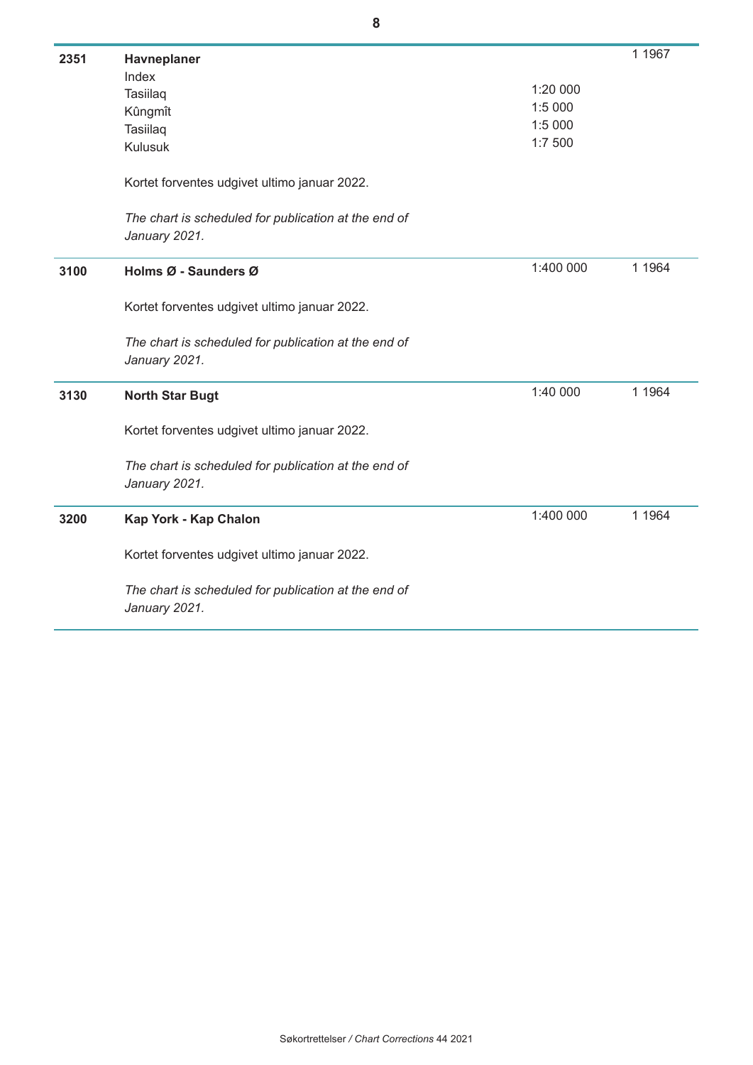| | | | |
|---|---|---|---|
| **2351** | **Havneplaner** | | 1 1967 |
| | Index | | |
| | Tasiilaq | 1:20 000 | |
| | Kûngmît | 1:5 000 | |
| | Tasiilaq | 1:5 000 | |
| | Kulusuk | 1:7 500 | |
| | Kortet forventes udgivet ultimo januar 2022. | | |
| | *The chart is scheduled for publication at the end of January 2021.* | | |
| **3100** | **Holms Ø - Saunders Ø** | 1:400 000 | 1 1964 |
| | Kortet forventes udgivet ultimo januar 2022. | | |
| | *The chart is scheduled for publication at the end of January 2021.* | | |
| **3130** | **North Star Bugt** | 1:40 000 | 1 1964 |
| | Kortet forventes udgivet ultimo januar 2022. | | |
| | *The chart is scheduled for publication at the end of January 2021.* | | |
| **3200** | **Kap York - Kap Chalon** | 1:400 000 | 1 1964 |
| | Kortet forventes udgivet ultimo januar 2022. | | |
| | *The chart is scheduled for publication at the end of January 2021.* | | |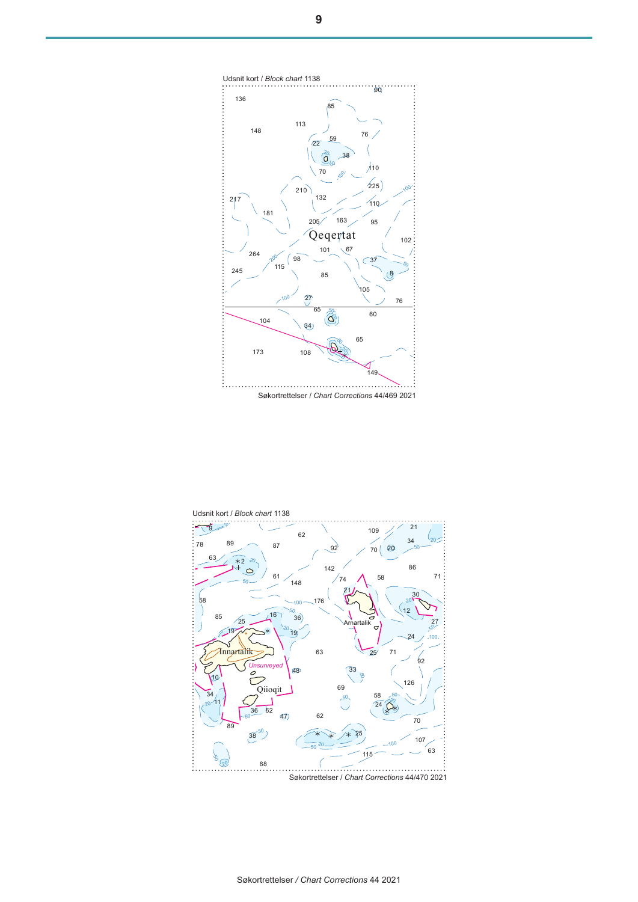Udsnit kort / *Block chart* 1138

Qeqertat

Søkortrettelser / *Chart Corrections* 44/469 2021

Udsnit kort / *Block chart* 1138

Innartalik

*Unsurveyed*

Qiioqit

Arnartalik

Søkortrettelser / *Chart Corrections* 44/470 2021